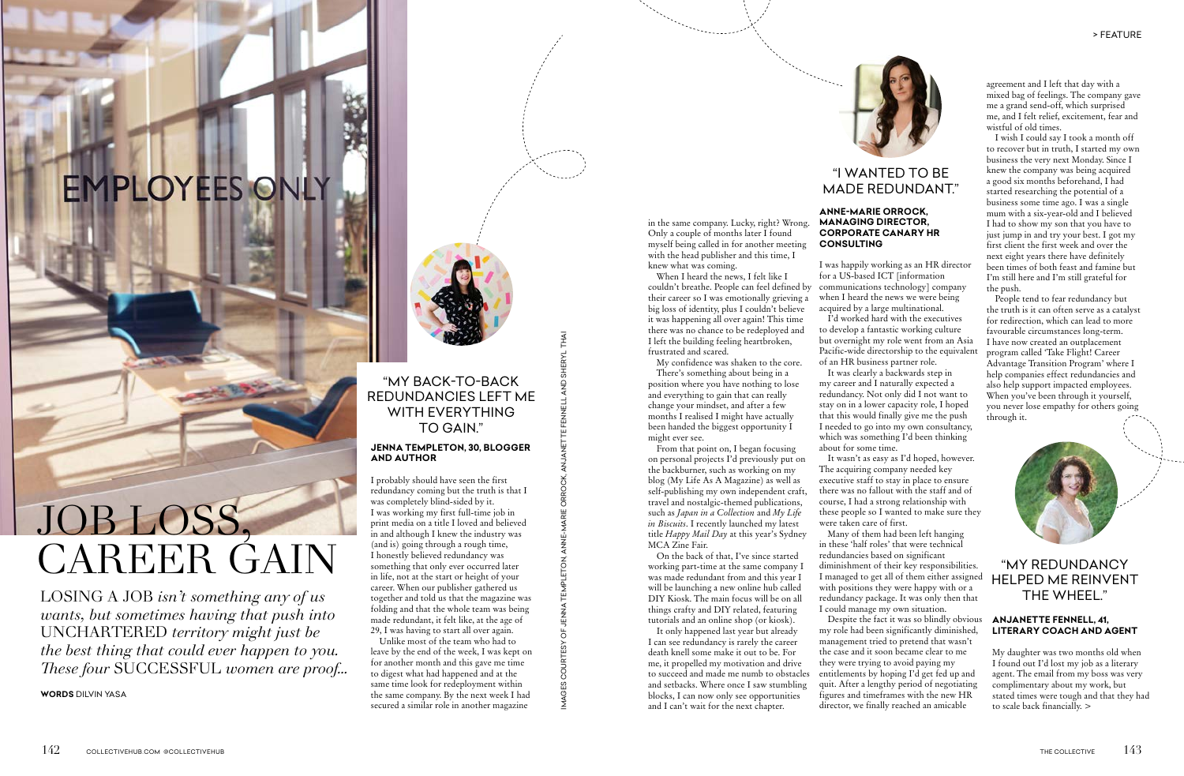# JOB LOSS, CAREER GAIN

LOSING A JOB *isn't something any of us wants, but sometimes having that push into* UNCHARTERED *territory might just be the best thing that could ever happen to you. These four* SUCCESSFUL *women are proof...*

**WORDS** DILVIN YASA

IMAGES COURTESY OF JENNA TEMPLETON, ANNE-MARIE ORROCK, ANJANETTE FENNELL AND SHERYL THAI

## "MY BACK-TO-BACK REDUNDANCIES LEFT ME WITH EVERYTHING TO GAIN."

**JENNA TEMPLETON, 30, BLOGGER AND AUTHOR**

I probably should have seen the first redundancy coming but the truth is that I was completely blind-sided by it. I was working my first full-time job in print media on a title I loved and believed in and although I knew the industry was (and is) going through a rough time, I honestly believed redundancy was something that only ever occurred later in life, not at the start or height of your career. When our publisher gathered us together and told us that the magazine was folding and that the whole team was being made redundant, it felt like, at the age of 29, I was having to start all over again.

Unlike most of the team who had to leave by the end of the week, I was kept on for another month and this gave me time to digest what had happened and at the same time look for redeployment within the same company. By the next week I had secured a similar role in another magazine in the same company. Lucky, right? Wrong. Only a couple of months later I found myself being called in for another meeting with the head publisher and this time, I knew what was coming.

When I heard the news, I felt like I couldn't breathe. People can feel defined by their career so I was emotionally grieving a big loss of identity, plus I couldn't believe it was happening all over again! This time there was no chance to be redeployed and I left the building feeling heartbroken, frustrated and scared.

My confidence was shaken to the core.

There's something about being in a position where you have nothing to lose and everything to gain that can really change your mindset, and after a few months I realised I might have actually been handed the biggest opportunity I might ever see.

From that point on, I began focusing on personal projects I'd previously put on the backburner, such as working on my blog (My Life As A Magazine) as well as self-publishing my own independent craft, travel and nostalgic-themed publications, such as *Japan in a Collection* and *My Life in Biscuits*. I recently launched my latest title *Happy Mail Day* at this year's Sydney MCA Zine Fair.

On the back of that, I've since started working part-time at the same company I was made redundant from and this year I will be launching a new online hub called DIY Kiosk. The main focus will be on all things crafty and DIY related, featuring tutorials and an online shop (or kiosk).

It only happened last year but already I can see redundancy is rarely the career death knell some make it out to be. For me, it propelled my motivation and drive to succeed and made me numb to obstacles and setbacks. Where once I saw stumbling blocks, I can now only see opportunities and I can't wait for the next chapter.

## "I WANTED TO BE MADE REDUNDANT."

**ANNE-MARIE ORROCK, MANAGING DIRECTOR, CORPORATE CANARY HR CONSULTING**

I was happily working as an HR director for a US-based ICT [information communications technology] company when I heard the news we were being acquired by a large multinational.

I'd worked hard with the executives to develop a fantastic working culture but overnight my role went from an Asia Pacific-wide directorship to the equivalent of an HR business partner role.

It was clearly a backwards step in my career and I naturally expected a redundancy. Not only did I not want to stay on in a lower capacity role, I hoped that this would finally give me the push I needed to go into my own consultancy, which was something I'd been thinking about for some time.

It wasn't as easy as I'd hoped, however. The acquiring company needed key executive staff to stay in place to ensure there was no fallout with the staff and of course, I had a strong relationship with these people so I wanted to make sure they were taken care of first.

Many of them had been left hanging in these 'half roles' that were technical redundancies based on significant diminishment of their key responsibilities. I managed to get all of them either assigned with positions they were happy with or a redundancy package. It was only then that I could manage my own situation.

Despite the fact it was so blindly obvious my role had been significantly diminished, management tried to pretend that wasn't the case and it soon became clear to me they were trying to avoid paying my entitlements by hoping I'd get fed up and quit. After a lengthy period of negotiating figures and timeframes with the new HR director, we finally reached an amicable agreement and I left that day with a mixed bag of feelings. The company gave me a grand send-off, which surprised me, and I felt relief, excitement, fear and wistful of old times.

I wish I could say I took a month off to recover but in truth, I started my own business the very next Monday. Since I knew the company was being acquired a good six months beforehand, I had started researching the potential of a business some time ago. I was a single mum with a six-year-old and I believed I had to show my son that you have to just jump in and try your best. I got my first client the first week and over the next eight years there have definitely been times of both feast and famine but I'm still here and I'm still grateful for the push.

People tend to fear redundancy but the truth is it can often serve as a catalyst for redirection, which can lead to more favourable circumstances long-term. I have now created an outplacement program called 'Take Flight! Career Advantage Transition Program' where I help companies effect redundancies and also help support impacted employees. When you've been through it yourself, you never lose empathy for others going through it.

## "MY REDUNDANCY HELPED ME REINVENT THE WHEEL."

**ANJANETTE FENNELL, 41, LITERARY COACH AND AGENT**

My daughter was two months old when I found out I'd lost my job as a literary agent. The email from my boss was very complimentary about my work, but stated times were tough and that they had to scale back financially. >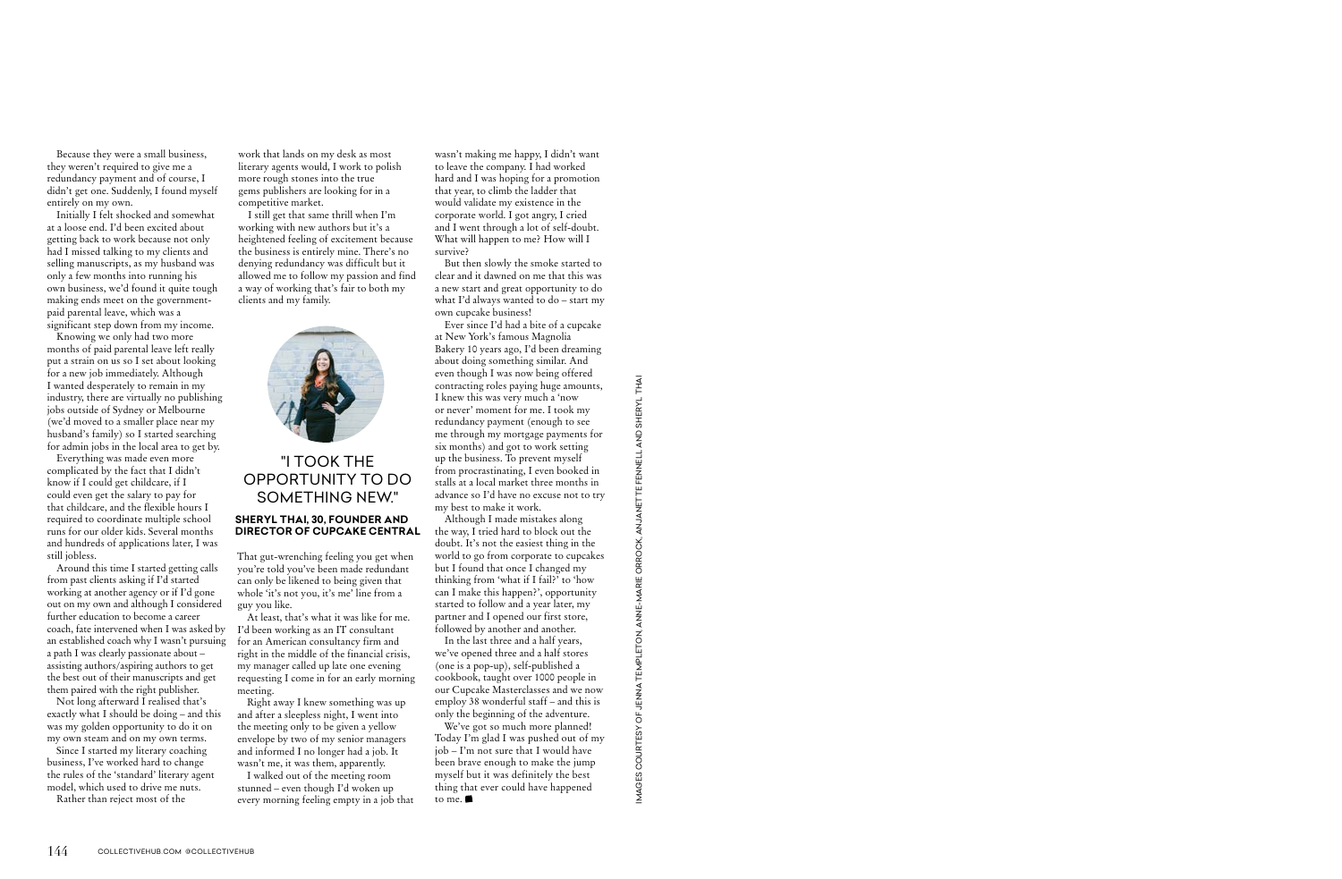Because they were a small business, they weren't required to give me a redundancy payment and of course, I didn't get one. Suddenly, I found myself entirely on my own.

Initially I felt shocked and somewhat at a loose end. I'd been excited about getting back to work because not only had I missed talking to my clients and selling manuscripts, as my husband was only a few months into running his own business, we'd found it quite tough making ends meet on the government-paid parental leave, which was a significant step down from my income.

Knowing we only had two more months of paid parental leave left really put a strain on us so I set about looking for a new job immediately. Although I wanted desperately to remain in my industry, there are virtually no publishing jobs outside of Sydney or Melbourne (we'd moved to a smaller place near my husband's family) so I started searching for admin jobs in the local area to get by.

Everything was made even more complicated by the fact that I didn't know if I could get childcare, if I could even get the salary to pay for that childcare, and the flexible hours I required to coordinate multiple school runs for our older kids. Several months and hundreds of applications later, I was still jobless.

Around this time I started getting calls from past clients asking if I'd started working at another agency or if I'd gone out on my own and although I considered further education to become a career coach, fate intervened when I was asked by an established coach why I wasn't pursuing a path I was clearly passionate about – assisting authors/aspiring authors to get the best out of their manuscripts and get them paired with the right publisher.

Not long afterward I realised that's exactly what I should be doing – and this was my golden opportunity to do it on my own steam and on my own terms.

Since I started my literary coaching business, I've worked hard to change the rules of the 'standard' literary agent model, which used to drive me nuts.

Rather than reject most of the work that lands on my desk as most literary agents would, I work to polish more rough stones into the true gems publishers are looking for in a competitive market.

I still get that same thrill when I'm working with new authors but it's a heightened feeling of excitement because the business is entirely mine. There's no denying redundancy was difficult but it allowed me to follow my passion and find a way of working that's fair to both my clients and my family.

## "I TOOK THE OPPORTUNITY TO DO SOMETHING NEW."

**SHERYL THAI, 30, FOUNDER AND DIRECTOR OF CUPCAKE CENTRAL**

That gut-wrenching feeling you get when you're told you've been made redundant can only be likened to being given that whole 'it's not you, it's me' line from a guy you like.

At least, that's what it was like for me. I'd been working as an IT consultant for an American consultancy firm and right in the middle of the financial crisis, my manager called up late one evening requesting I come in for an early morning meeting.

Right away I knew something was up and after a sleepless night, I went into the meeting only to be given a yellow envelope by two of my senior managers and informed I no longer had a job. It wasn't me, it was them, apparently.

I walked out of the meeting room stunned – even though I'd woken up every morning feeling empty in a job that wasn't making me happy, I didn't want to leave the company. I had worked hard and I was hoping for a promotion that year, to climb the ladder that would validate my existence in the corporate world. I got angry, I cried and I went through a lot of self-doubt. What will happen to me? How will I survive?

But then slowly the smoke started to clear and it dawned on me that this was a new start and great opportunity to do what I'd always wanted to do – start my own cupcake business!

Ever since I'd had a bite of a cupcake at New York's famous Magnolia Bakery 10 years ago, I'd been dreaming about doing something similar. And even though I was now being offered contracting roles paying huge amounts, I knew this was very much a 'now or never' moment for me. I took my redundancy payment (enough to see me through my mortgage payments for six months) and got to work setting up the business. To prevent myself from procrastinating, I even booked in stalls at a local market three months in advance so I'd have no excuse not to try my best to make it work.

Although I made mistakes along the way, I tried hard to block out the doubt. It's not the easiest thing in the world to go from corporate to cupcakes but I found that once I changed my thinking from 'what if I fail?' to 'how can I make this happen?', opportunity started to follow and a year later, my partner and I opened our first store, followed by another and another.

In the last three and a half years, we've opened three and a half stores (one is a pop-up), self-published a cookbook, taught over 1000 people in our Cupcake Masterclasses and we now employ 38 wonderful staff – and this is only the beginning of the adventure.

We've got so much more planned! Today I'm glad I was pushed out of my job – I'm not sure that I would have been brave enough to make the jump myself but it was definitely the best thing that ever could have happened to me. ■

IMAGES COURTESY OF JENNA TEMPLETON, ANNE-MARIE ORROCK, ANJANETTE FENNELL AND SHERYL THAI